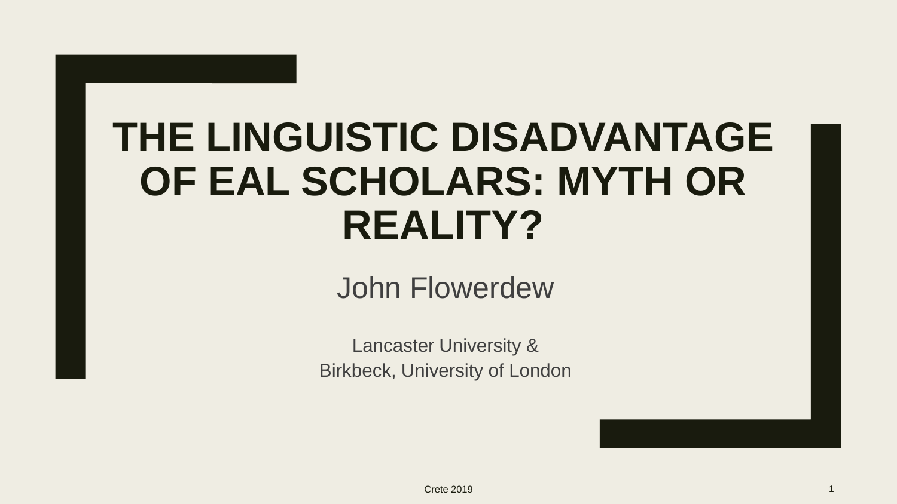# THE LINGUISTIC DISADVANTAGE OF EAL SCHOLARS: MYTH OR REALITY?

John Flowerdew

Lancaster University &
Birkbeck, University of London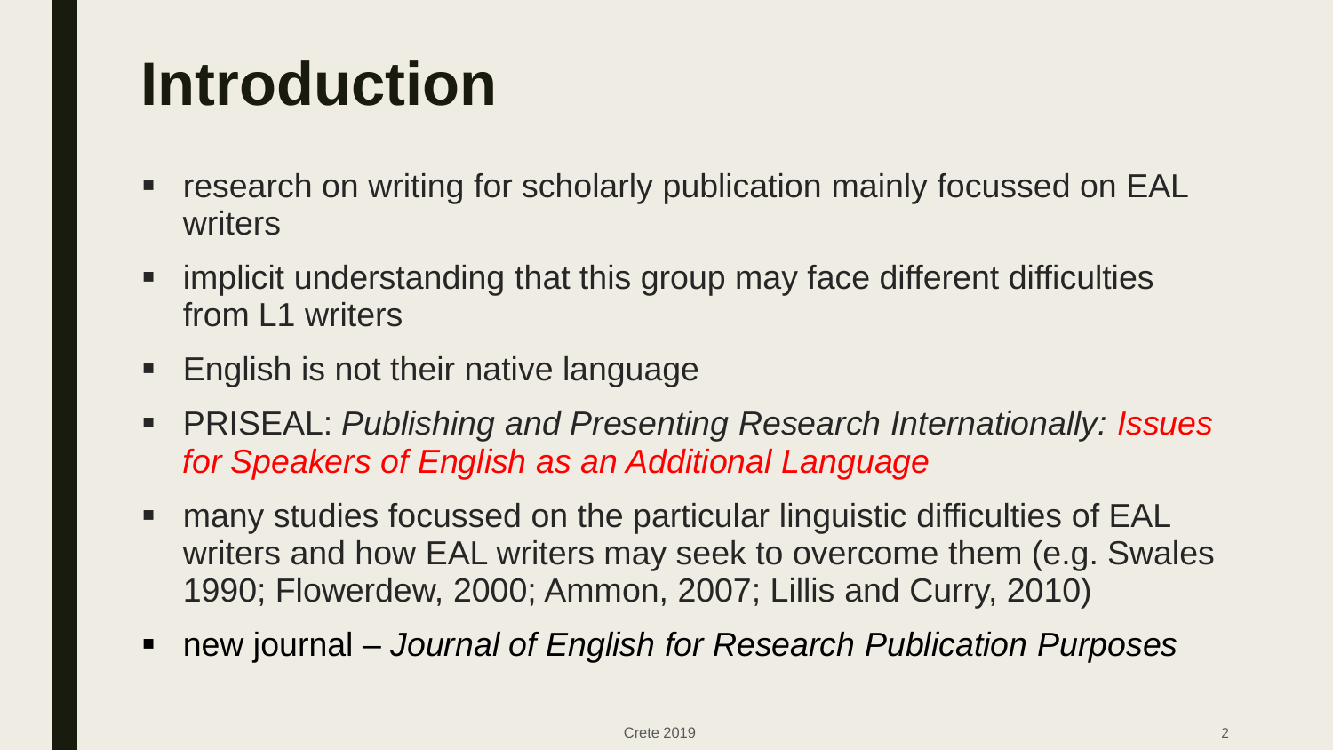# Introduction

- research on writing for scholarly publication mainly focussed on EAL writers
- implicit understanding that this group may face different difficulties from L1 writers
- English is not their native language
- PRISEAL: *Publishing and Presenting Research Internationally: Issues for Speakers of English as an Additional Language*
- many studies focussed on the particular linguistic difficulties of EAL writers and how EAL writers may seek to overcome them (e.g. Swales 1990; Flowerdew, 2000; Ammon, 2007; Lillis and Curry, 2010)
- new journal – *Journal of English for Research Publication Purposes*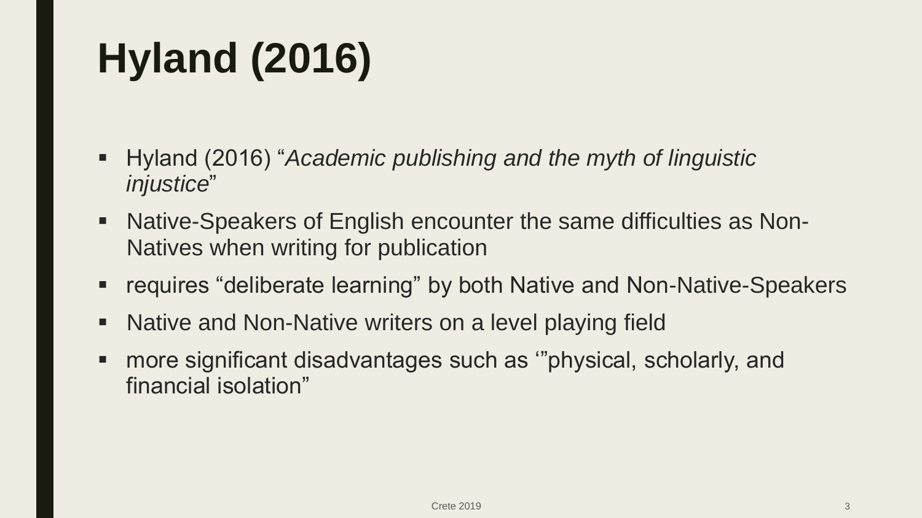# Hyland (2016)

- Hyland (2016) "*Academic publishing and the myth of linguistic injustice*"
- Native-Speakers of English encounter the same difficulties as Non-Natives when writing for publication
- requires "deliberate learning" by both Native and Non-Native-Speakers
- Native and Non-Native writers on a level playing field
- more significant disadvantages such as '"physical, scholarly, and financial isolation"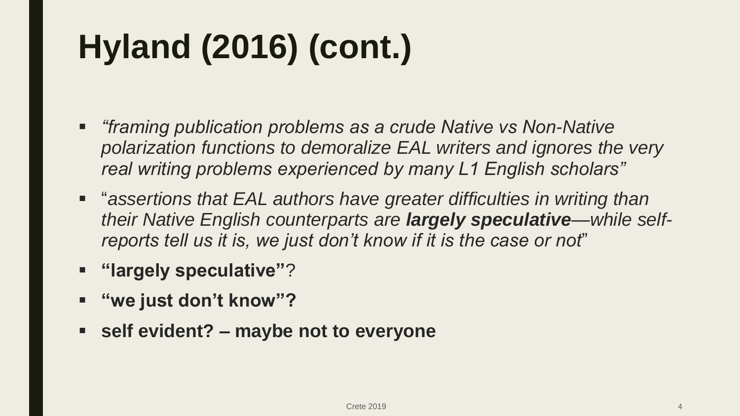# Hyland (2016) (cont.)

- *"framing publication problems as a crude Native vs Non-Native polarization functions to demoralize EAL writers and ignores the very real writing problems experienced by many L1 English scholars"*
- "*assertions that EAL authors have greater difficulties in writing than their Native English counterparts are* ***largely speculative****—while self-reports tell us it is, we just don't know if it is the case or not*"
- **"largely speculative"**?
- **"we just don't know"?**
- **self evident? – maybe not to everyone**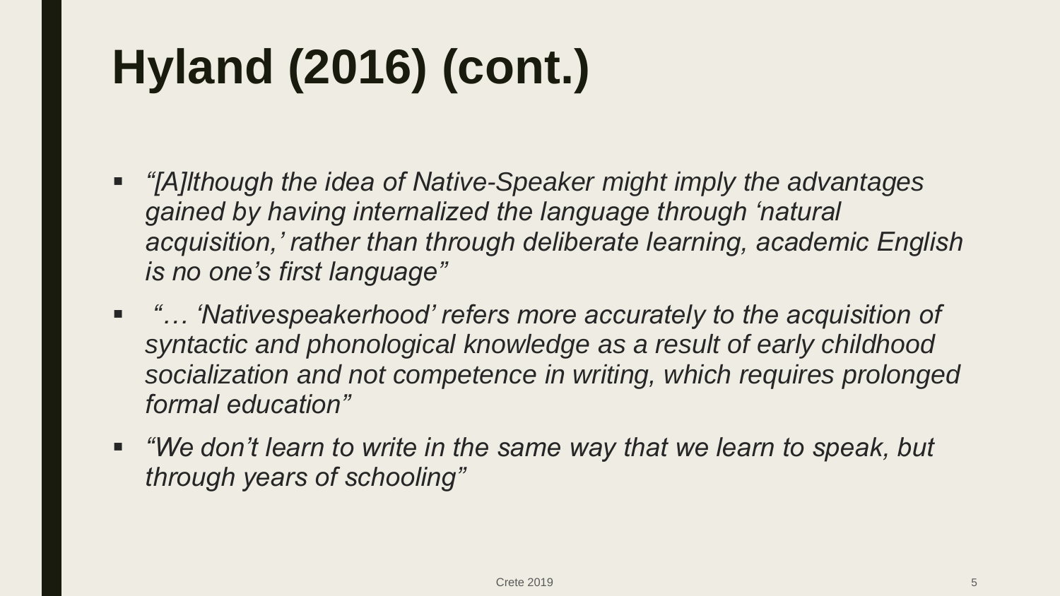# Hyland (2016) (cont.)

- *"[A]lthough the idea of Native-Speaker might imply the advantages gained by having internalized the language through 'natural acquisition,' rather than through deliberate learning, academic English is no one's first language"*
- *"… 'Nativespeakerhood' refers more accurately to the acquisition of syntactic and phonological knowledge as a result of early childhood socialization and not competence in writing, which requires prolonged formal education"*
- *"We don't learn to write in the same way that we learn to speak, but through years of schooling"*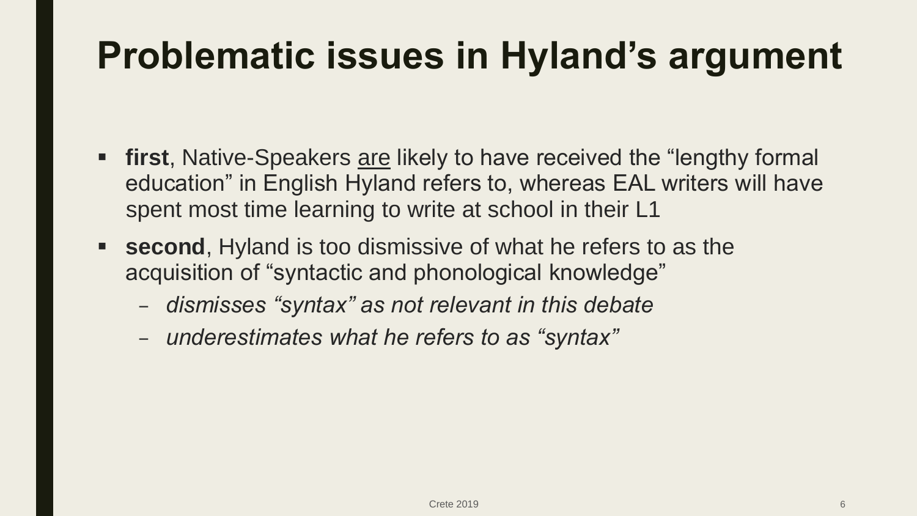# Problematic issues in Hyland's argument

- **first**, Native-Speakers <u>are</u> likely to have received the "lengthy formal education" in English Hyland refers to, whereas EAL writers will have spent most time learning to write at school in their L1
- **second**, Hyland is too dismissive of what he refers to as the acquisition of "syntactic and phonological knowledge"
  - *dismisses "syntax" as not relevant in this debate*
  - *underestimates what he refers to as "syntax"*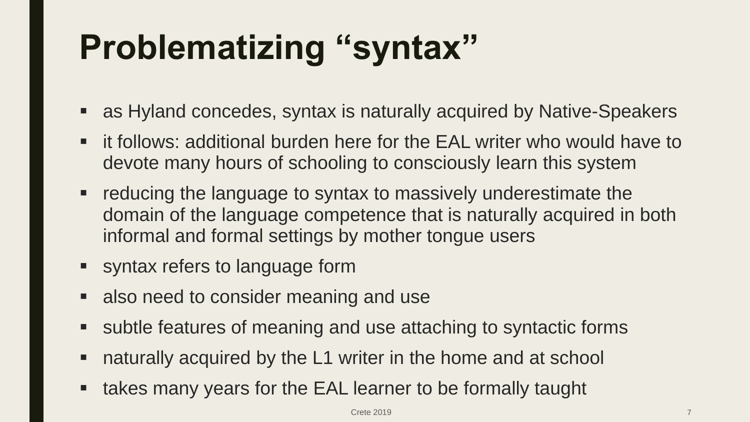# Problematizing "syntax"

- as Hyland concedes, syntax is naturally acquired by Native-Speakers
- it follows: additional burden here for the EAL writer who would have to devote many hours of schooling to consciously learn this system
- reducing the language to syntax to massively underestimate the domain of the language competence that is naturally acquired in both informal and formal settings by mother tongue users
- syntax refers to language form
- also need to consider meaning and use
- subtle features of meaning and use attaching to syntactic forms
- naturally acquired by the L1 writer in the home and at school
- takes many years for the EAL learner to be formally taught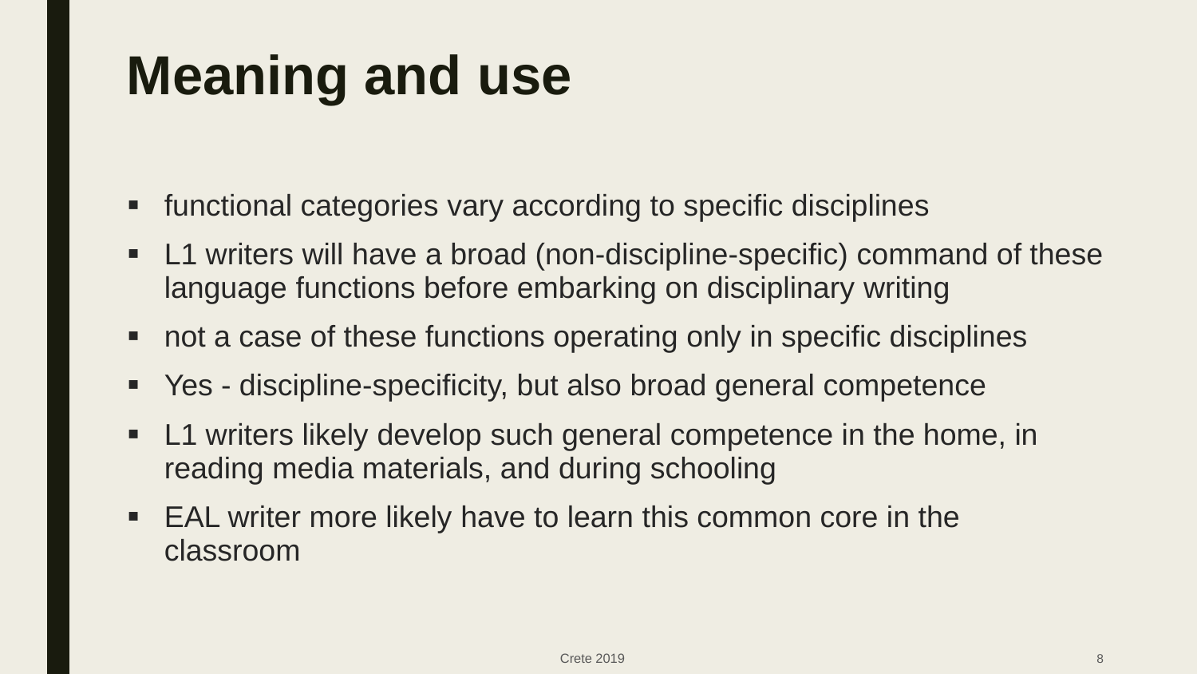# Meaning and use

- functional categories vary according to specific disciplines
- L1 writers will have a broad (non-discipline-specific) command of these language functions before embarking on disciplinary writing
- not a case of these functions operating only in specific disciplines
- Yes - discipline-specificity, but also broad general competence
- L1 writers likely develop such general competence in the home, in reading media materials, and during schooling
- EAL writer more likely have to learn this common core in the classroom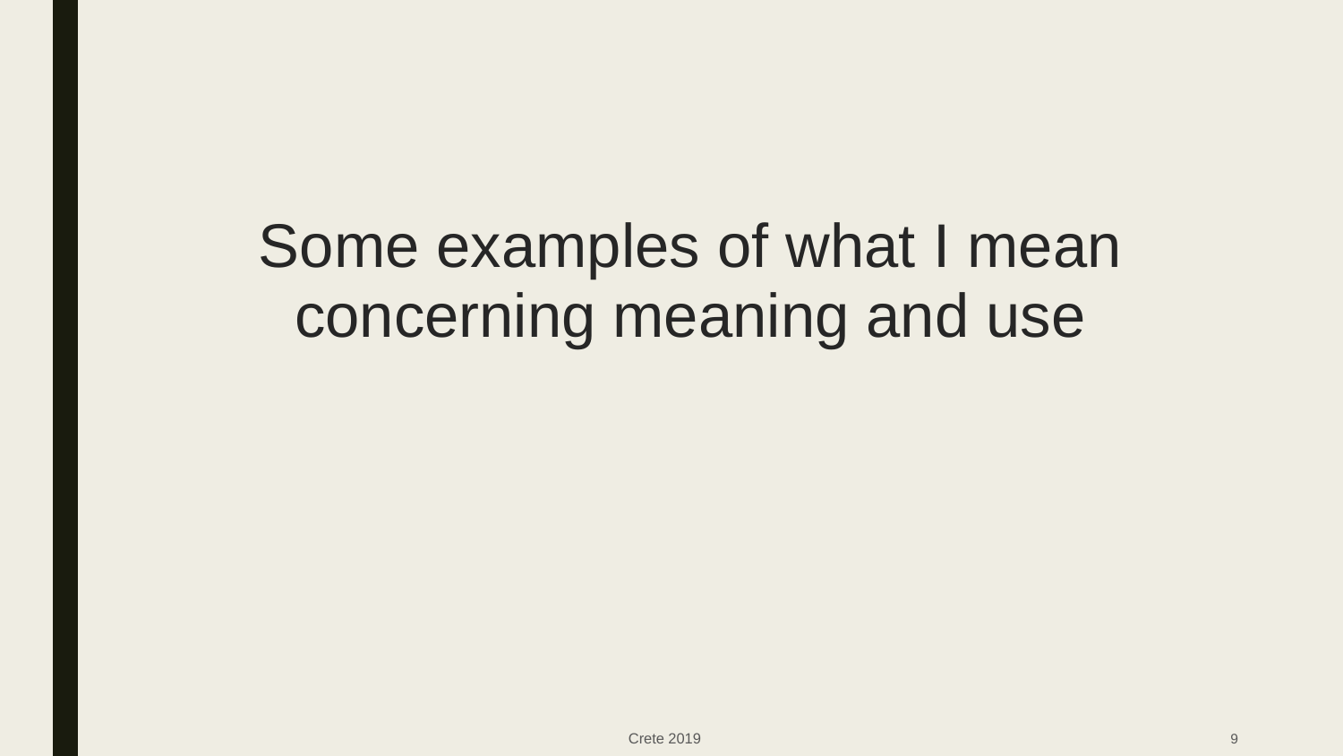# Some examples of what I mean concerning meaning and use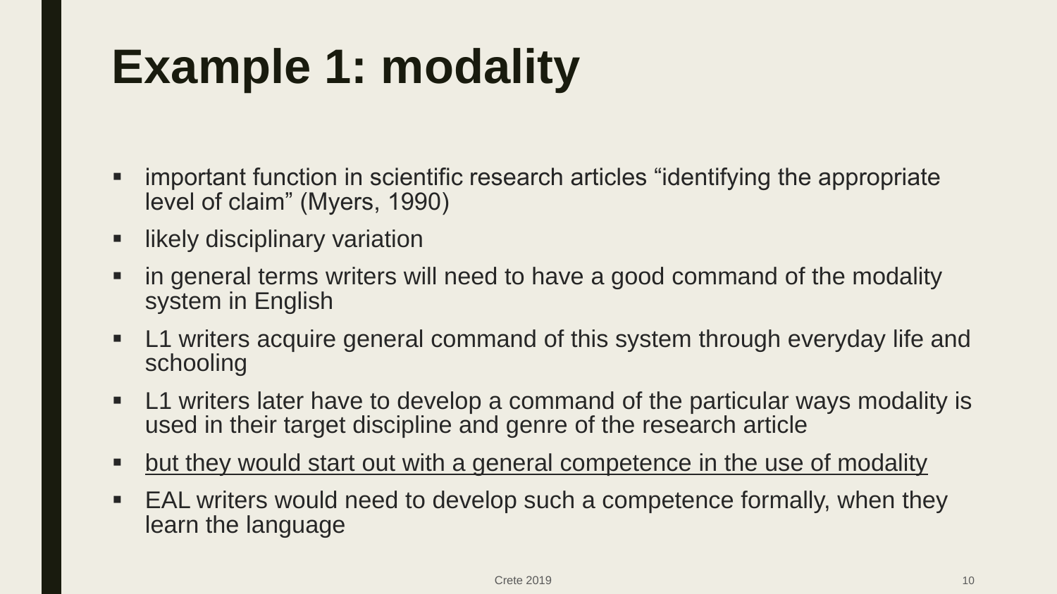# Example 1: modality

- important function in scientific research articles "identifying the appropriate level of claim" (Myers, 1990)
- likely disciplinary variation
- in general terms writers will need to have a good command of the modality system in English
- L1 writers acquire general command of this system through everyday life and schooling
- L1 writers later have to develop a command of the particular ways modality is used in their target discipline and genre of the research article
- <u>but they would start out with a general competence in the use of modality</u>
- EAL writers would need to develop such a competence formally, when they learn the language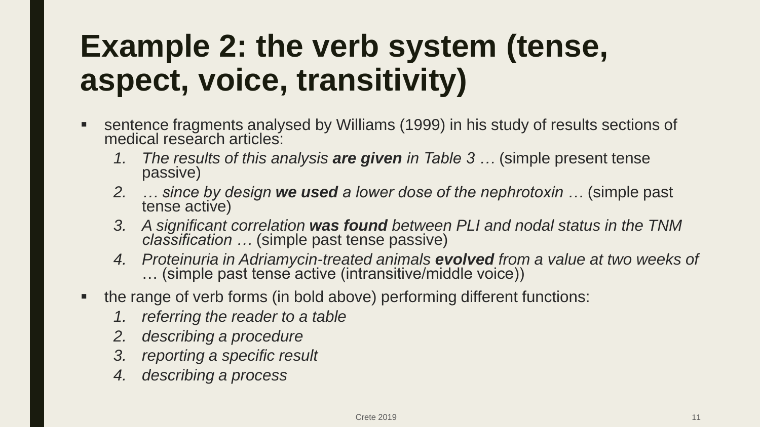# Example 2: the verb system (tense, aspect, voice, transitivity)

- sentence fragments analysed by Williams (1999) in his study of results sections of medical research articles:
  1. *The results of this analysis* ***are given*** *in Table 3 …* (simple present tense passive)
  2. *… since by design* ***we used*** *a lower dose of the nephrotoxin …* (simple past tense active)
  3. *A significant correlation* ***was found*** *between PLI and nodal status in the TNM classification …* (simple past tense passive)
  4. *Proteinuria in Adriamycin-treated animals* ***evolved*** *from a value at two weeks of* … (simple past tense active (intransitive/middle voice))
- the range of verb forms (in bold above) performing different functions:
  1. *referring the reader to a table*
  2. *describing a procedure*
  3. *reporting a specific result*
  4. *describing a process*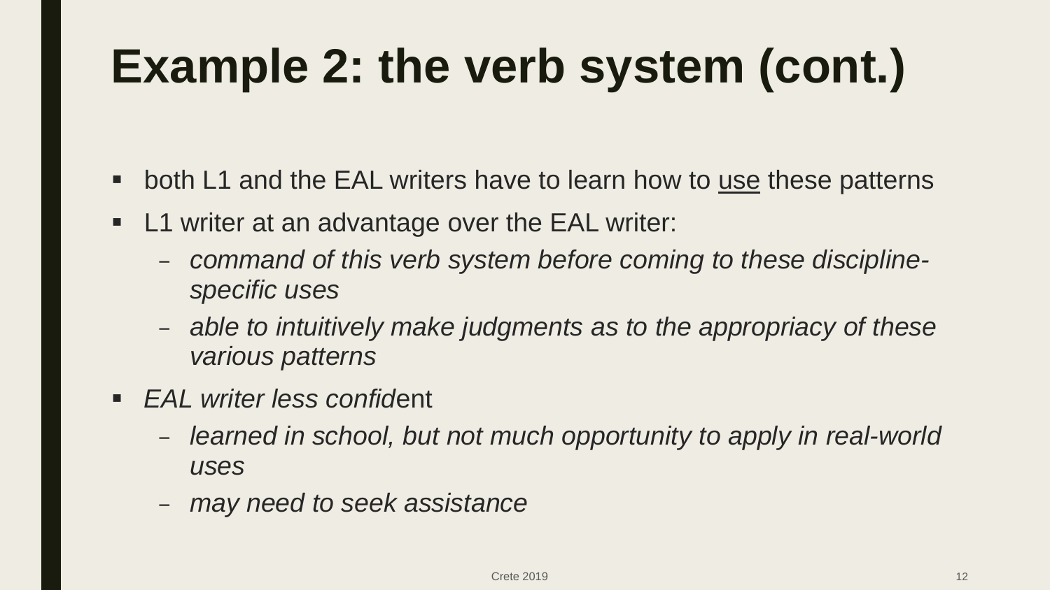# Example 2: the verb system (cont.)

- both L1 and the EAL writers have to learn how to <u>use</u> these patterns
- L1 writer at an advantage over the EAL writer:
  - *command of this verb system before coming to these discipline-specific uses*
  - *able to intuitively make judgments as to the appropriacy of these various patterns*
- *EAL writer less confid*ent
  - *learned in school, but not much opportunity to apply in real-world uses*
  - *may need to seek assistance*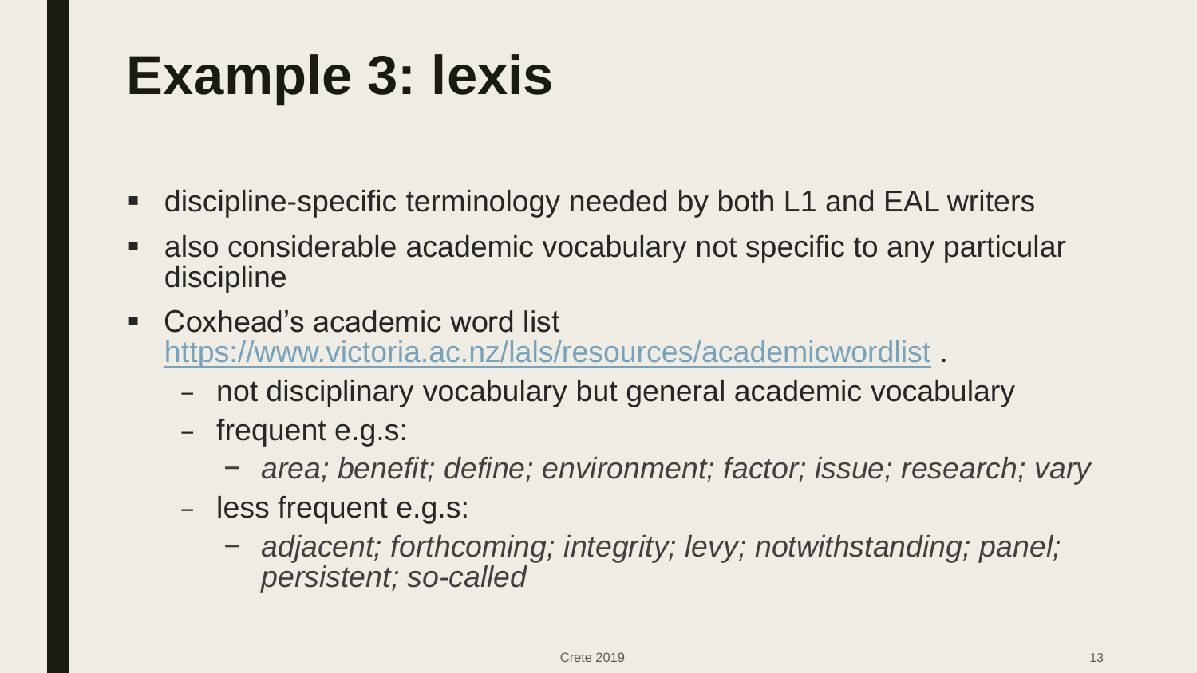# Example 3: lexis

- discipline-specific terminology needed by both L1 and EAL writers
- also considerable academic vocabulary not specific to any particular discipline
- Coxhead's academic word list https://www.victoria.ac.nz/lals/resources/academicwordlist .
  - not disciplinary vocabulary but general academic vocabulary
  - frequent e.g.s:
    - *area; benefit; define; environment; factor; issue; research; vary*
  - less frequent e.g.s:
    - *adjacent; forthcoming; integrity; levy; notwithstanding; panel; persistent; so-called*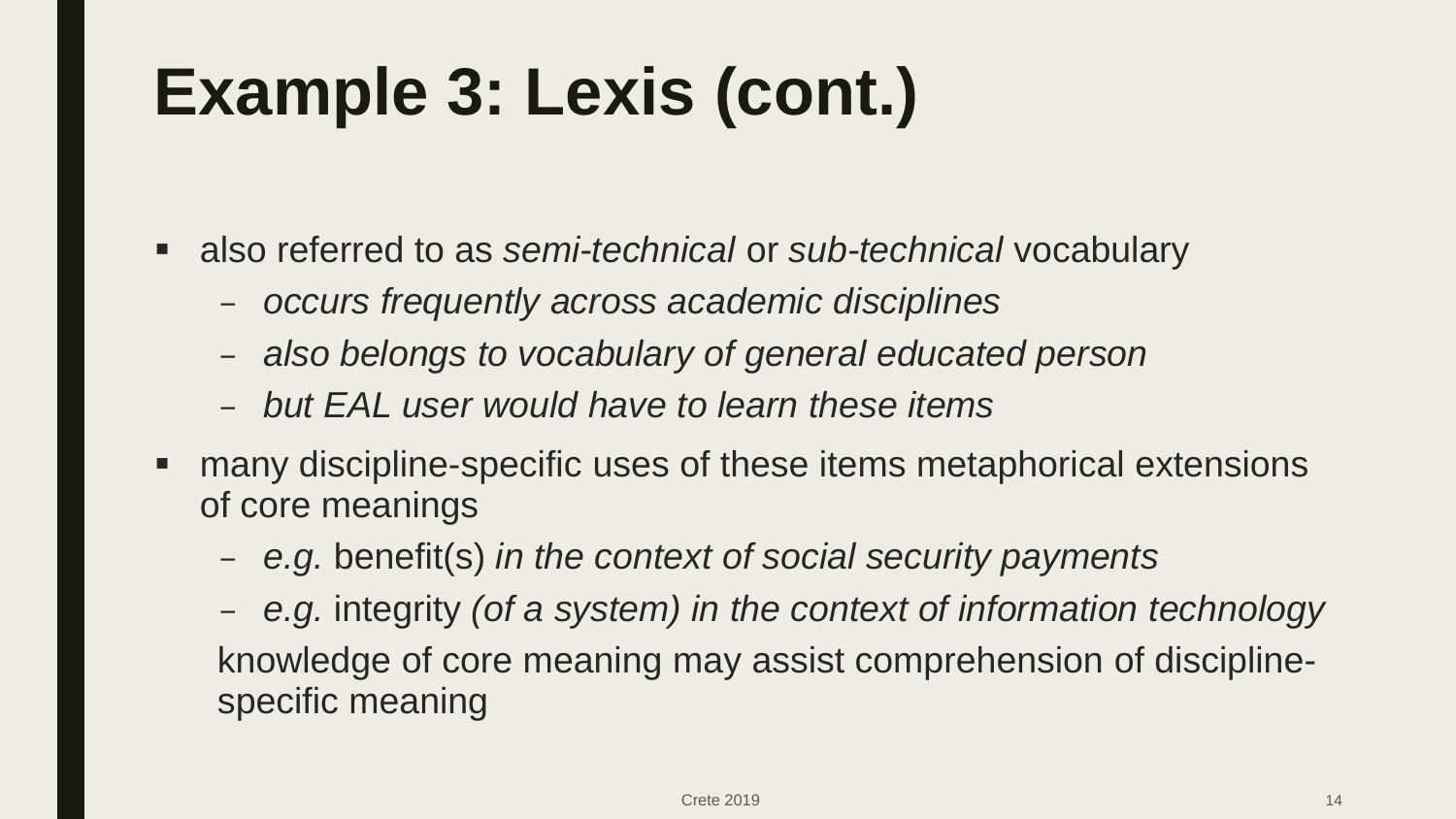# Example 3: Lexis (cont.)

- also referred to as *semi-technical* or *sub-technical* vocabulary
  - *occurs frequently across academic disciplines*
  - *also belongs to vocabulary of general educated person*
  - *but EAL user would have to learn these items*
- many discipline-specific uses of these items metaphorical extensions of core meanings
  - *e.g.* benefit(s) *in the context of social security payments*
  - *e.g.* integrity *(of a system) in the context of information technology*

  knowledge of core meaning may assist comprehension of discipline-specific meaning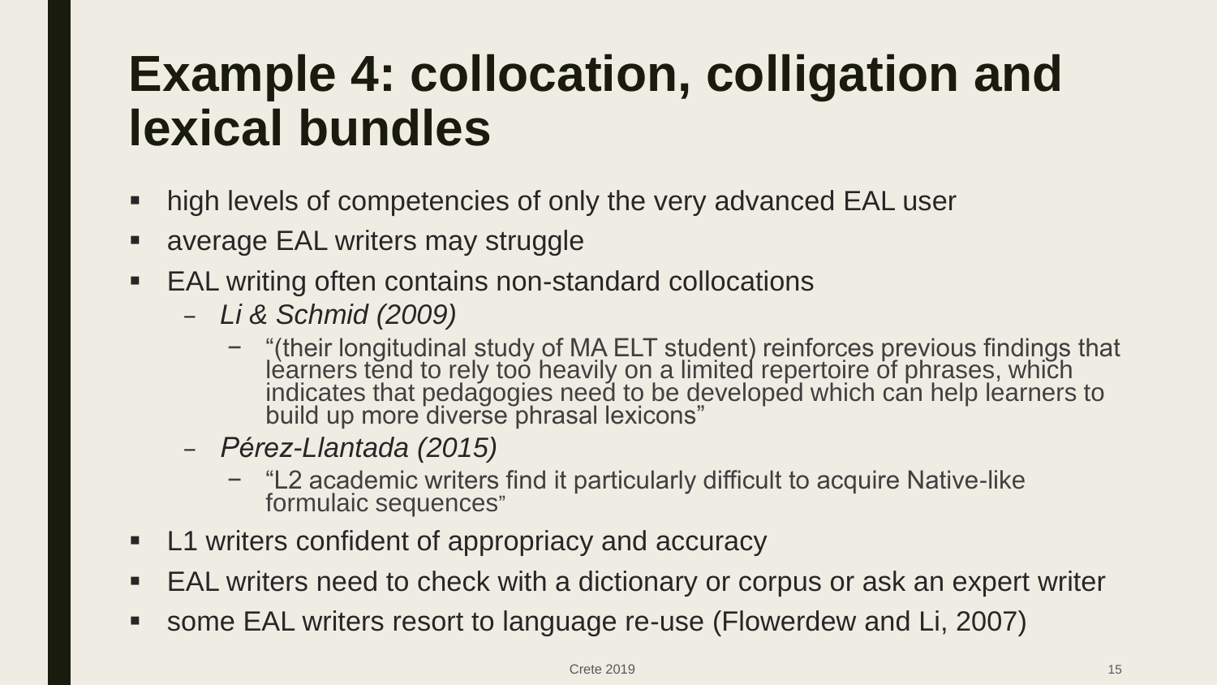# Example 4: collocation, colligation and lexical bundles

- high levels of competencies of only the very advanced EAL user
- average EAL writers may struggle
- EAL writing often contains non-standard collocations
  - *Li & Schmid (2009)*
    - "(their longitudinal study of MA ELT student) reinforces previous findings that learners tend to rely too heavily on a limited repertoire of phrases, which indicates that pedagogies need to be developed which can help learners to build up more diverse phrasal lexicons"
  - *Pérez-Llantada (2015)*
    - "L2 academic writers find it particularly difficult to acquire Native-like formulaic sequences"
- L1 writers confident of appropriacy and accuracy
- EAL writers need to check with a dictionary or corpus or ask an expert writer
- some EAL writers resort to language re-use (Flowerdew and Li, 2007)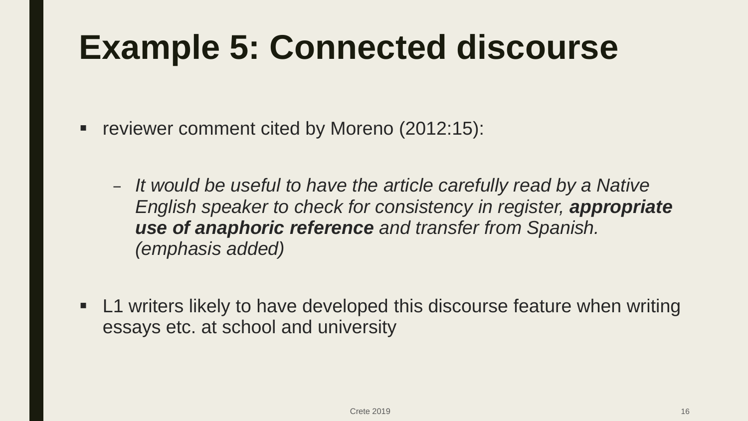# Example 5: Connected discourse

- reviewer comment cited by Moreno (2012:15):
  - *It would be useful to have the article carefully read by a Native English speaker to check for consistency in register, **appropriate use of anaphoric reference** and transfer from Spanish. (emphasis added)*
- L1 writers likely to have developed this discourse feature when writing essays etc. at school and university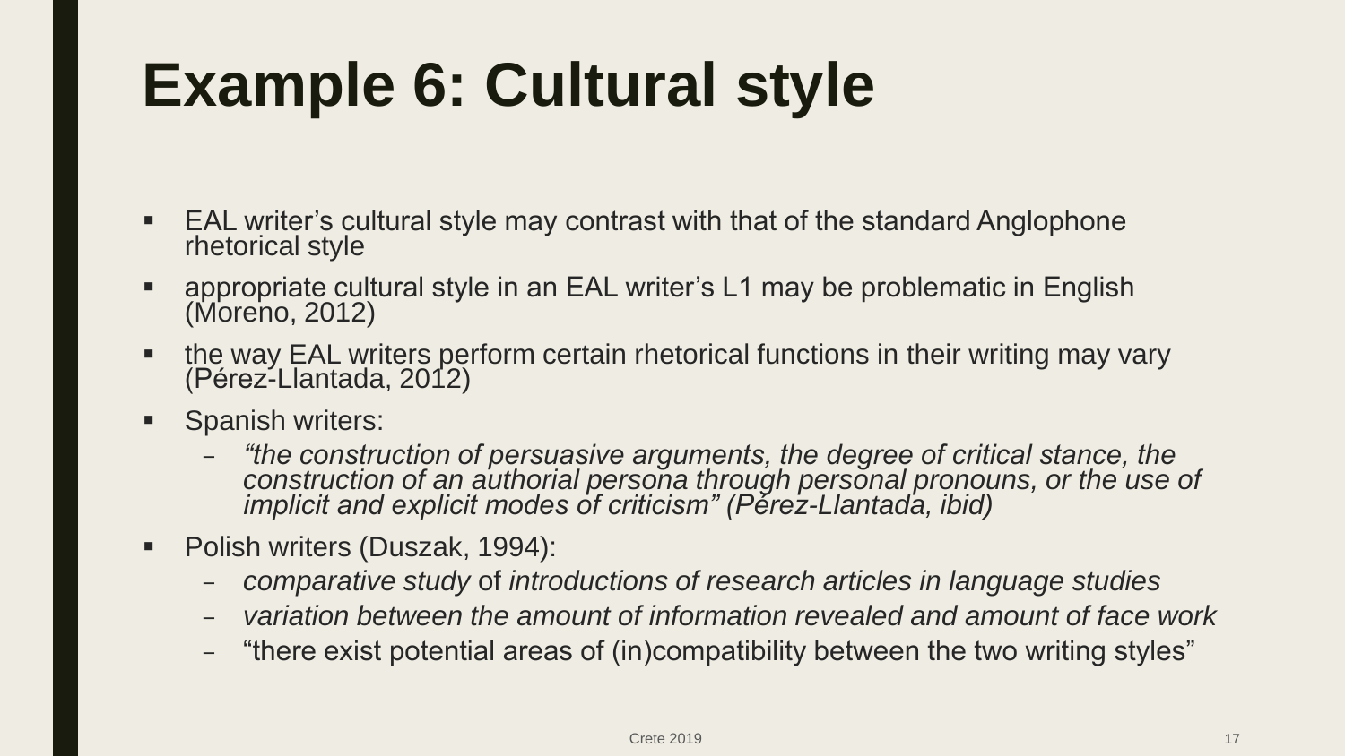# Example 6: Cultural style

- EAL writer's cultural style may contrast with that of the standard Anglophone rhetorical style
- appropriate cultural style in an EAL writer's L1 may be problematic in English (Moreno, 2012)
- the way EAL writers perform certain rhetorical functions in their writing may vary (Pérez-Llantada, 2012)
- Spanish writers:
  - *"the construction of persuasive arguments, the degree of critical stance, the construction of an authorial persona through personal pronouns, or the use of implicit and explicit modes of criticism" (Pérez-Llantada, ibid)*
- Polish writers (Duszak, 1994):
  - *comparative study* of *introductions of research articles in language studies*
  - *variation between the amount of information revealed and amount of face work*
  - "there exist potential areas of (in)compatibility between the two writing styles"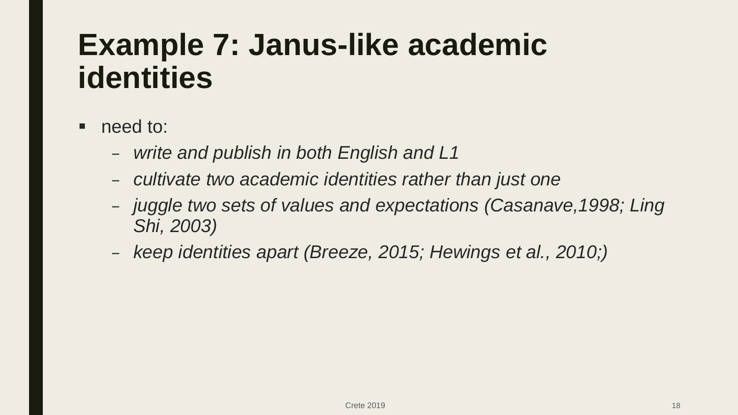# Example 7: Janus-like academic identities

- need to:
  - *write and publish in both English and L1*
  - *cultivate two academic identities rather than just one*
  - *juggle two sets of values and expectations (Casanave,1998; Ling Shi, 2003)*
  - *keep identities apart (Breeze, 2015; Hewings et al., 2010;)*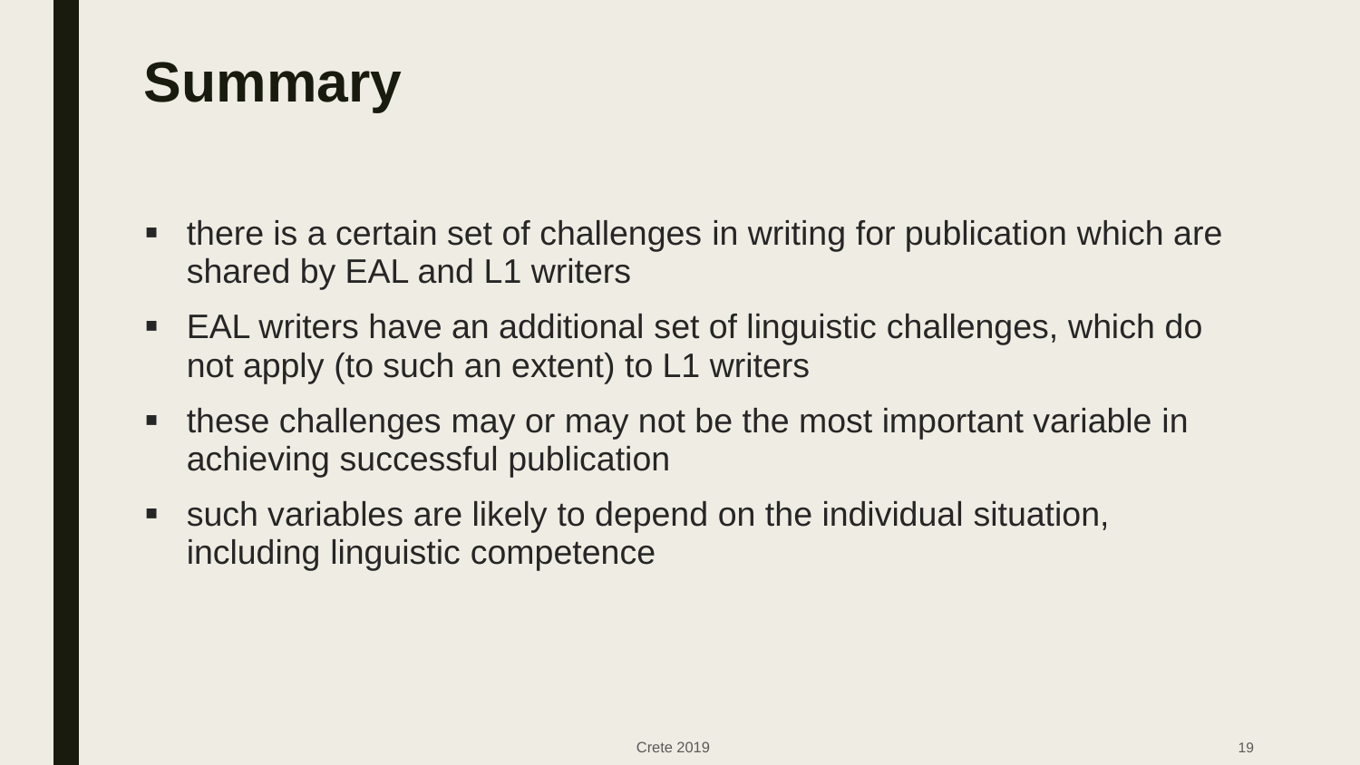# Summary

- there is a certain set of challenges in writing for publication which are shared by EAL and L1 writers
- EAL writers have an additional set of linguistic challenges, which do not apply (to such an extent) to L1 writers
- these challenges may or may not be the most important variable in achieving successful publication
- such variables are likely to depend on the individual situation, including linguistic competence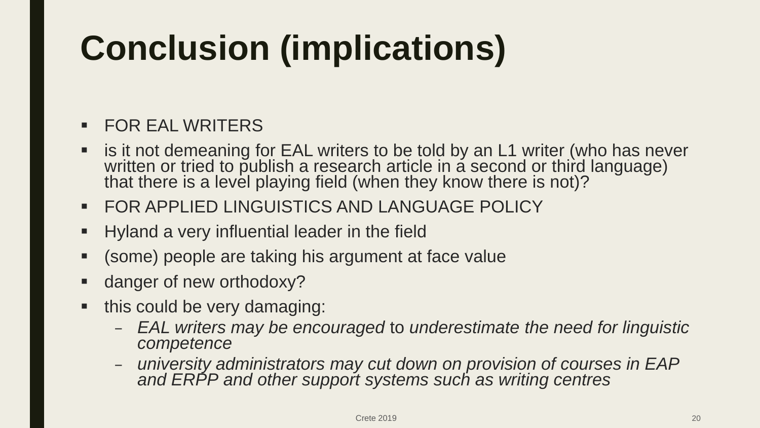# Conclusion (implications)

- FOR EAL WRITERS
- is it not demeaning for EAL writers to be told by an L1 writer (who has never written or tried to publish a research article in a second or third language) that there is a level playing field (when they know there is not)?
- FOR APPLIED LINGUISTICS AND LANGUAGE POLICY
- Hyland a very influential leader in the field
- (some) people are taking his argument at face value
- danger of new orthodoxy?
- this could be very damaging:
  - *EAL writers may be encouraged* to *underestimate the need for linguistic competence*
  - *university administrators may cut down on provision of courses in EAP and ERPP and other support systems such as writing centres*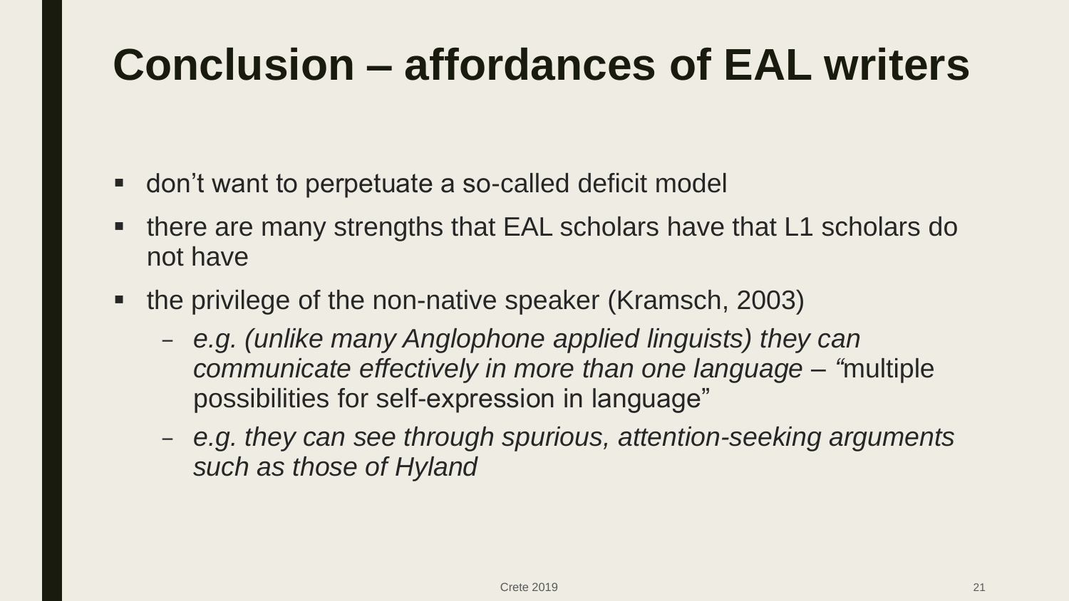# Conclusion – affordances of EAL writers

- don't want to perpetuate a so-called deficit model
- there are many strengths that EAL scholars have that L1 scholars do not have
- the privilege of the non-native speaker (Kramsch, 2003)
  - *e.g. (unlike many Anglophone applied linguists) they can communicate effectively in more than one language – "*multiple possibilities for self-expression in language"
  - *e.g. they can see through spurious, attention-seeking arguments such as those of Hyland*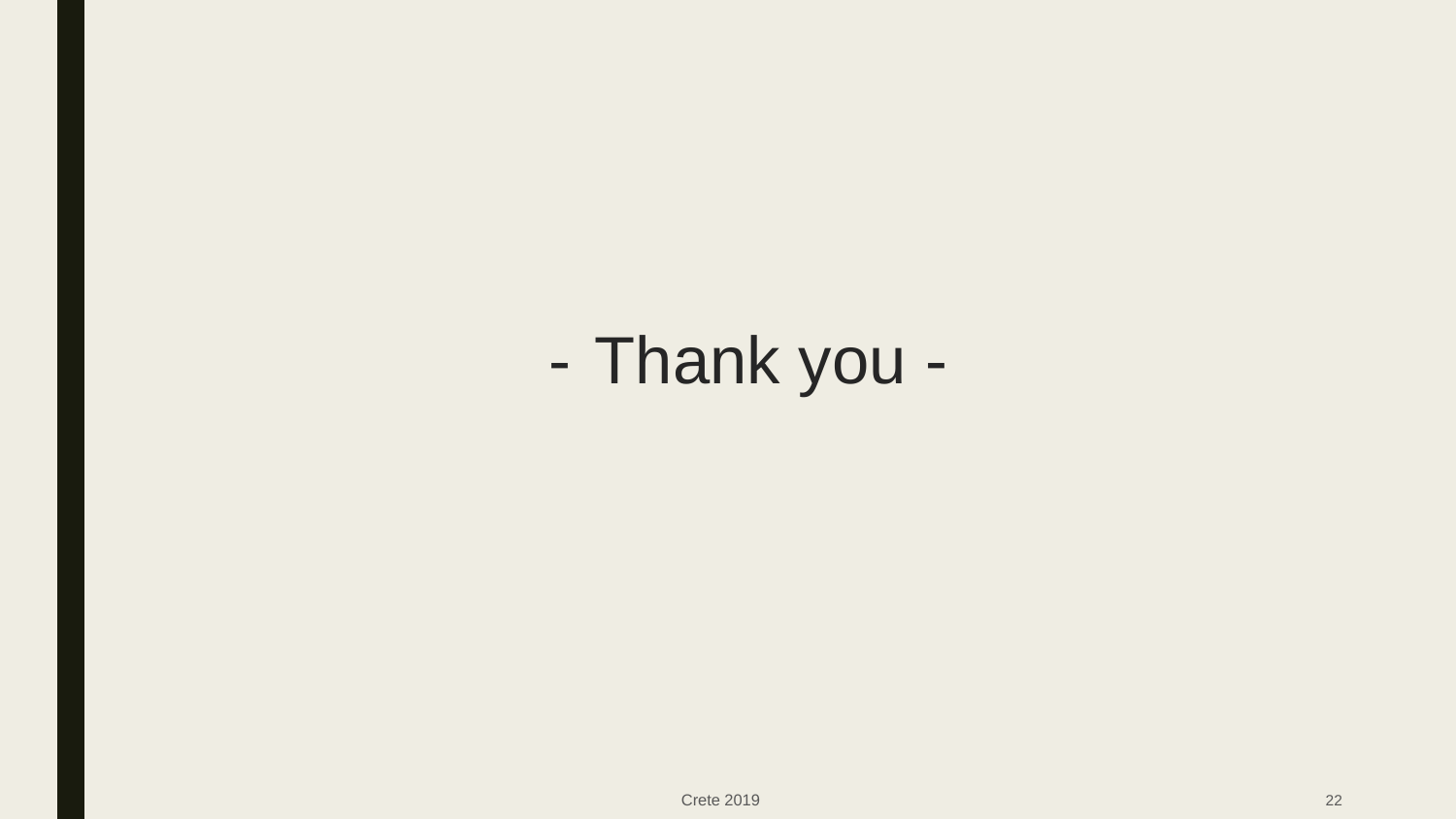- Thank you -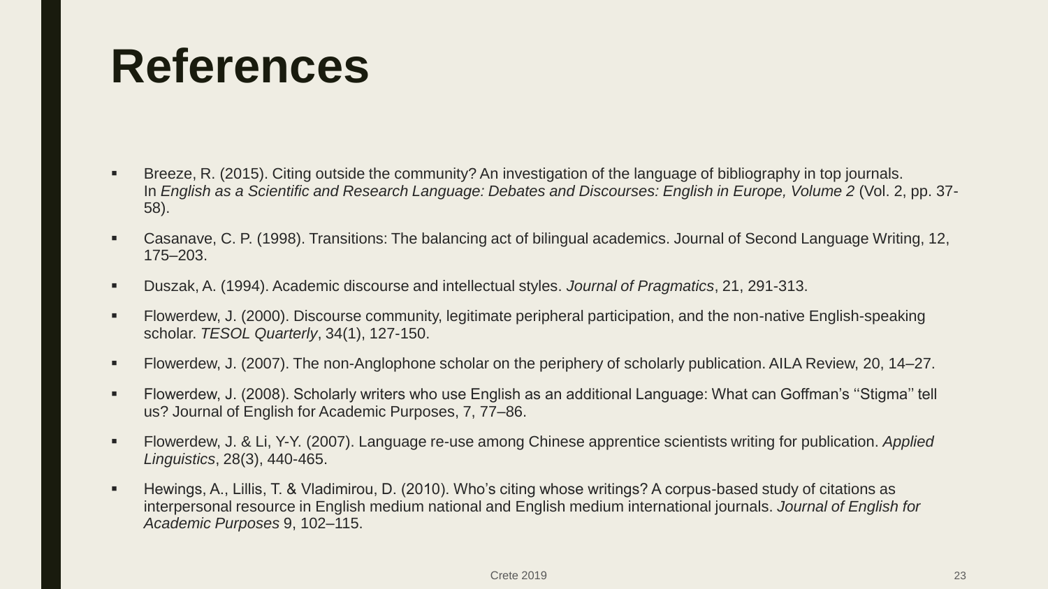# References

- Breeze, R. (2015). Citing outside the community? An investigation of the language of bibliography in top journals. In *English as a Scientific and Research Language: Debates and Discourses: English in Europe, Volume 2* (Vol. 2, pp. 37-58).
- Casanave, C. P. (1998). Transitions: The balancing act of bilingual academics. Journal of Second Language Writing, 12, 175–203.
- Duszak, A. (1994). Academic discourse and intellectual styles. *Journal of Pragmatics*, 21, 291-313.
- Flowerdew, J. (2000). Discourse community, legitimate peripheral participation, and the non-native English-speaking scholar. *TESOL Quarterly*, 34(1), 127-150.
- Flowerdew, J. (2007). The non-Anglophone scholar on the periphery of scholarly publication. AILA Review, 20, 14–27.
- Flowerdew, J. (2008). Scholarly writers who use English as an additional Language: What can Goffman's ''Stigma'' tell us? Journal of English for Academic Purposes, 7, 77–86.
- Flowerdew, J. & Li, Y-Y. (2007). Language re-use among Chinese apprentice scientists writing for publication. *Applied Linguistics*, 28(3), 440-465.
- Hewings, A., Lillis, T. & Vladimirou, D. (2010). Who's citing whose writings? A corpus-based study of citations as interpersonal resource in English medium national and English medium international journals. *Journal of English for Academic Purposes* 9, 102–115.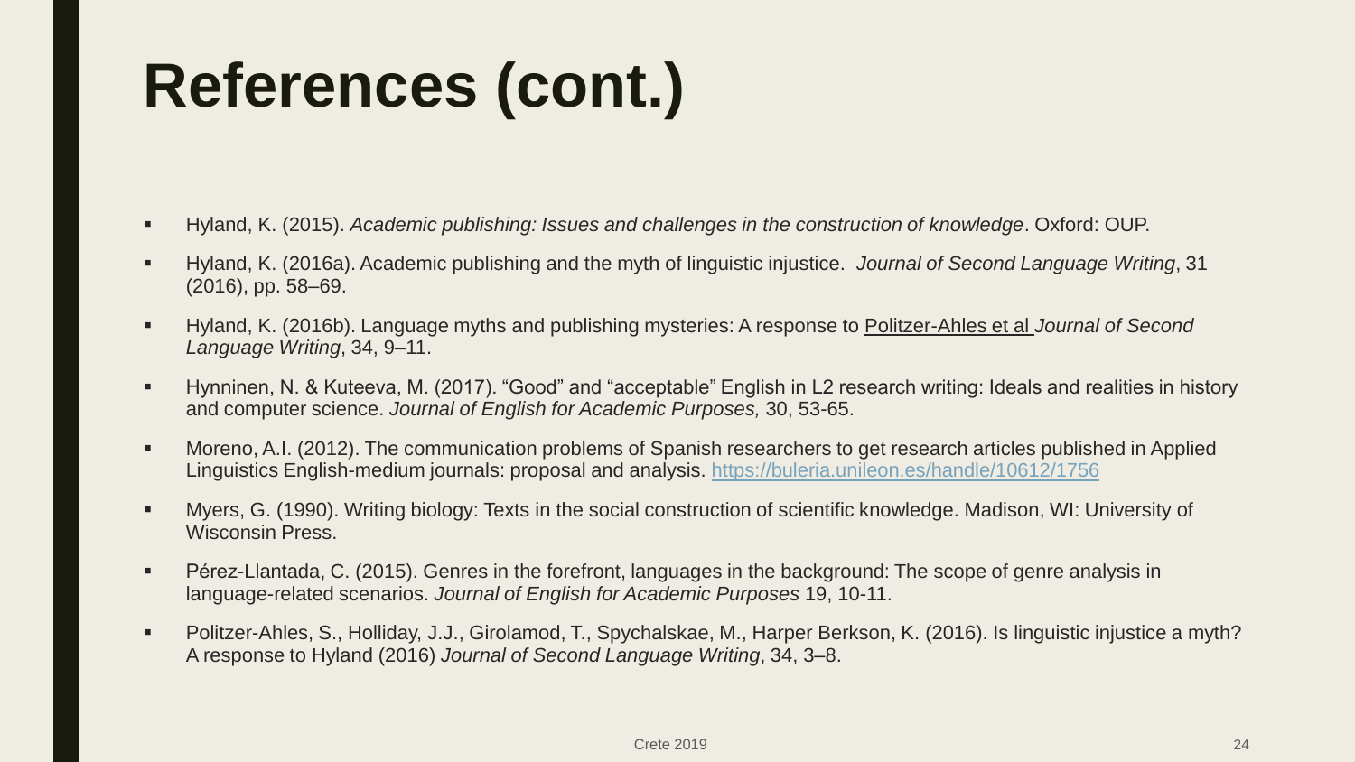# References (cont.)

- Hyland, K. (2015). *Academic publishing: Issues and challenges in the construction of knowledge*. Oxford: OUP.
- Hyland, K. (2016a). Academic publishing and the myth of linguistic injustice. *Journal of Second Language Writing*, 31 (2016), pp. 58–69.
- Hyland, K. (2016b). Language myths and publishing mysteries: A response to Politzer-Ahles et al *Journal of Second Language Writing*, 34, 9–11.
- Hynninen, N. & Kuteeva, M. (2017). “Good” and “acceptable” English in L2 research writing: Ideals and realities in history and computer science. *Journal of English for Academic Purposes,* 30, 53-65.
- Moreno, A.I. (2012). The communication problems of Spanish researchers to get research articles published in Applied Linguistics English-medium journals: proposal and analysis. https://buleria.unileon.es/handle/10612/1756
- Myers, G. (1990). Writing biology: Texts in the social construction of scientific knowledge. Madison, WI: University of Wisconsin Press.
- Pérez-Llantada, C. (2015). Genres in the forefront, languages in the background: The scope of genre analysis in language-related scenarios. *Journal of English for Academic Purposes* 19, 10-11.
- Politzer-Ahles, S., Holliday, J.J., Girolamod, T., Spychalskae, M., Harper Berkson, K. (2016). Is linguistic injustice a myth? A response to Hyland (2016) *Journal of Second Language Writing*, 34, 3–8.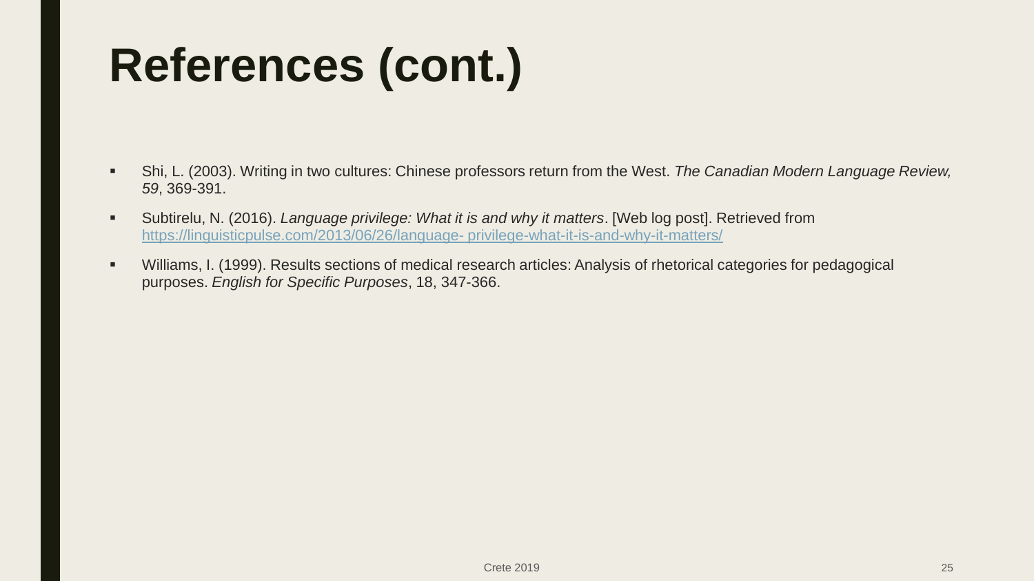# References (cont.)

- Shi, L. (2003). Writing in two cultures: Chinese professors return from the West. *The Canadian Modern Language Review, 59*, 369-391.
- Subtirelu, N. (2016). *Language privilege: What it is and why it matters*. [Web log post]. Retrieved from https://linguisticpulse.com/2013/06/26/language- privilege-what-it-is-and-why-it-matters/
- Williams, I. (1999). Results sections of medical research articles: Analysis of rhetorical categories for pedagogical purposes. *English for Specific Purposes*, 18, 347-366.